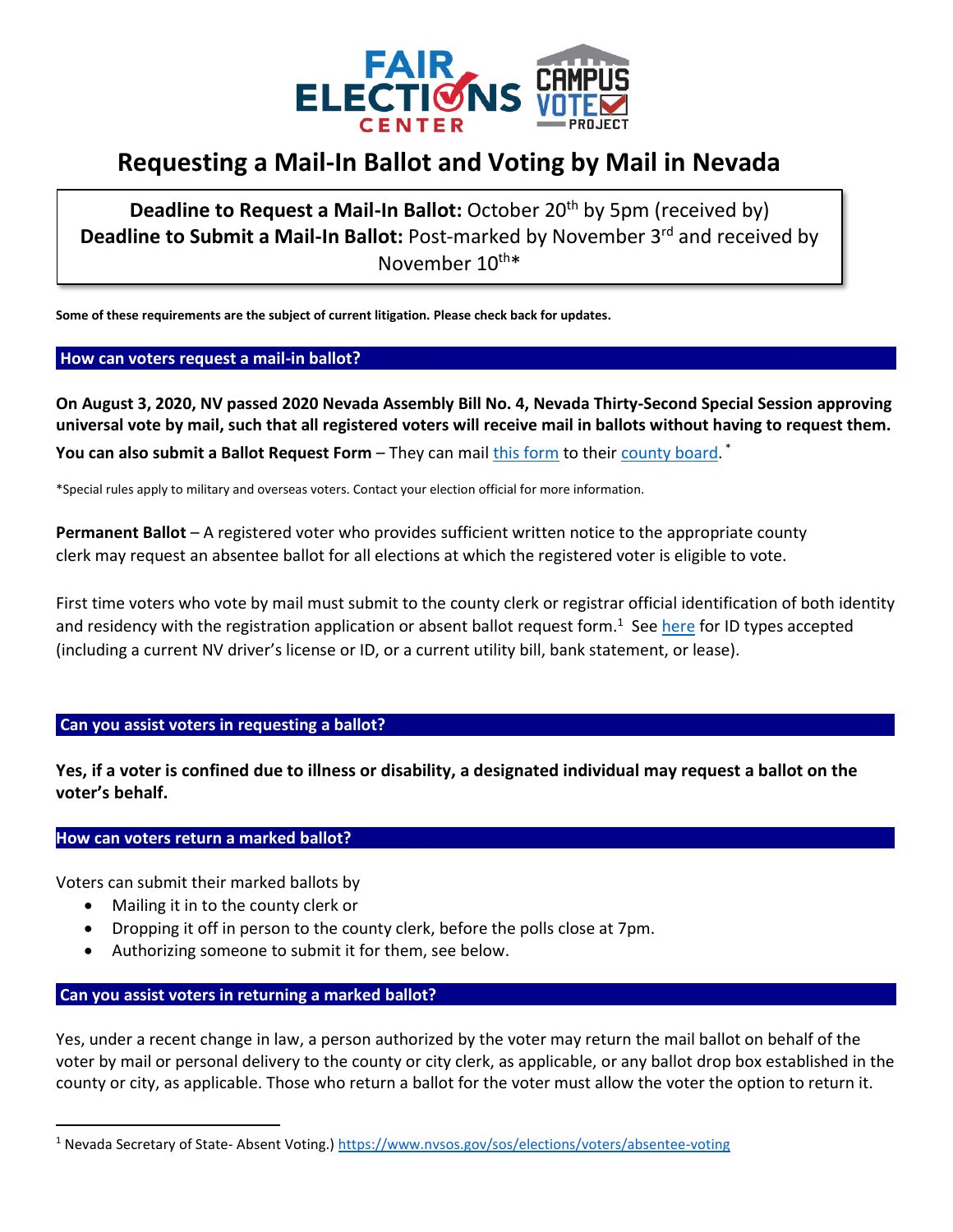# Requesting a Mail-In Ballot and Voting by Mail in Nevada

**Deadline to Request a Mail-In Ballot:** October 20th by 5pm (received by)
**Deadline to Submit a Mail-In Ballot:** Post-marked by November 3rd and received by November 10th*

**Some of these requirements are the subject of current litigation. Please check back for updates.**

## How can voters request a mail-in ballot?

**On August 3, 2020, NV passed 2020 Nevada Assembly Bill No. 4, Nevada Thirty-Second Special Session approving universal vote by mail, such that all registered voters will receive mail in ballots without having to request them.**

**You can also submit a Ballot Request Form** – They can mail this form to their county board. *

*Special rules apply to military and overseas voters. Contact your election official for more information.

**Permanent Ballot** – A registered voter who provides sufficient written notice to the appropriate county clerk may request an absentee ballot for all elections at which the registered voter is eligible to vote.

First time voters who vote by mail must submit to the county clerk or registrar official identification of both identity and residency with the registration application or absent ballot request form.[1] See here for ID types accepted (including a current NV driver's license or ID, or a current utility bill, bank statement, or lease).

## Can you assist voters in requesting a ballot?

**Yes, if a voter is confined due to illness or disability, a designated individual may request a ballot on the voter's behalf.**

## How can voters return a marked ballot?

Voters can submit their marked ballots by

- Mailing it in to the county clerk or
- Dropping it off in person to the county clerk, before the polls close at 7pm.
- Authorizing someone to submit it for them, see below.

## Can you assist voters in returning a marked ballot?

Yes, under a recent change in law, a person authorized by the voter may return the mail ballot on behalf of the voter by mail or personal delivery to the county or city clerk, as applicable, or any ballot drop box established in the county or city, as applicable. Those who return a ballot for the voter must allow the voter the option to return it.

[1] Nevada Secretary of State- Absent Voting.) https://www.nvsos.gov/sos/elections/voters/absentee-voting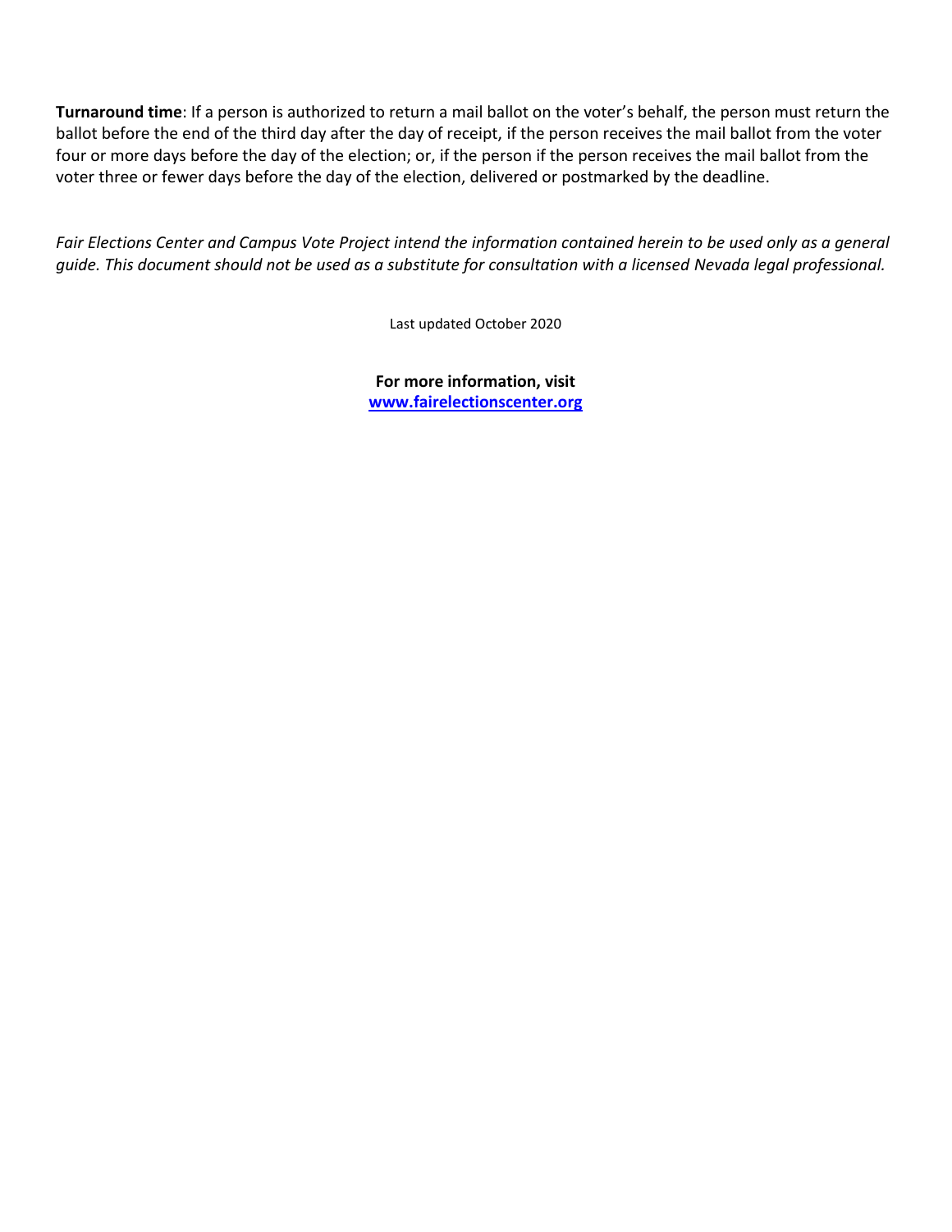**Turnaround time**: If a person is authorized to return a mail ballot on the voter's behalf, the person must return the ballot before the end of the third day after the day of receipt, if the person receives the mail ballot from the voter four or more days before the day of the election; or, if the person if the person receives the mail ballot from the voter three or fewer days before the day of the election, delivered or postmarked by the deadline.

*Fair Elections Center and Campus Vote Project intend the information contained herein to be used only as a general guide. This document should not be used as a substitute for consultation with a licensed Nevada legal professional.*

Last updated October 2020

**For more information, visit**
**[www.fairelectionscenter.org](http://www.fairelectionscenter.org)**